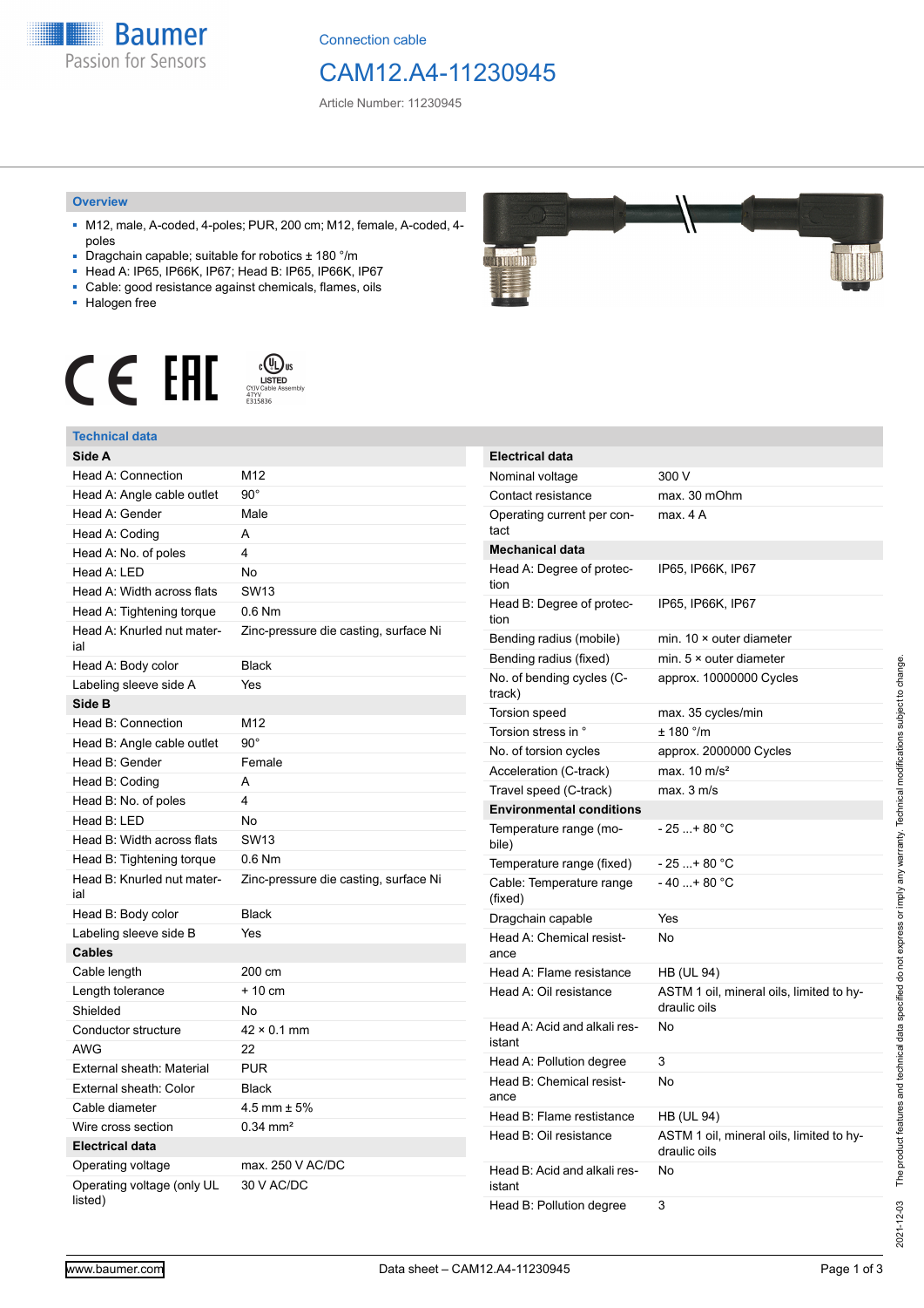Connection cable

# CAM12.A4-11230945

Article Number: 11230945

## Overview

- M12, male, A-coded, 4-poles; PUR, 200 cm; M12, female, A-coded, 4-poles
- Dragchain capable; suitable for robotics ± 180 °/m
- Head A: IP65, IP66K, IP67; Head B: IP65, IP66K, IP67
- Cable: good resistance against chemicals, flames, oils
- Halogen free

LISTED
CYJV Cable Assembly
47YV
E315836

## Technical data

| Side A | |
|---|---|
| Head A: Connection | M12 |
| Head A: Angle cable outlet | 90° |
| Head A: Gender | Male |
| Head A: Coding | A |
| Head A: No. of poles | 4 |
| Head A: LED | No |
| Head A: Width across flats | SW13 |
| Head A: Tightening torque | 0.6 Nm |
| Head A: Knurled nut material | Zinc-pressure die casting, surface Ni |
| Head A: Body color | Black |
| Labeling sleeve side A | Yes |
| **Side B** | |
| Head B: Connection | M12 |
| Head B: Angle cable outlet | 90° |
| Head B: Gender | Female |
| Head B: Coding | A |
| Head B: No. of poles | 4 |
| Head B: LED | No |
| Head B: Width across flats | SW13 |
| Head B: Tightening torque | 0.6 Nm |
| Head B: Knurled nut material | Zinc-pressure die casting, surface Ni |
| Head B: Body color | Black |
| Labeling sleeve side B | Yes |
| **Cables** | |
| Cable length | 200 cm |
| Length tolerance | + 10 cm |
| Shielded | No |
| Conductor structure | 42 × 0.1 mm |
| AWG | 22 |
| External sheath: Material | PUR |
| External sheath: Color | Black |
| Cable diameter | 4.5 mm ± 5% |
| Wire cross section | 0.34 mm² |
| **Electrical data** | |
| Operating voltage | max. 250 V AC/DC |
| Operating voltage (only UL listed) | 30 V AC/DC |

| Electrical data | |
|---|---|
| Nominal voltage | 300 V |
| Contact resistance | max. 30 mOhm |
| Operating current per contact | max. 4 A |
| **Mechanical data** | |
| Head A: Degree of protection | IP65, IP66K, IP67 |
| Head B: Degree of protection | IP65, IP66K, IP67 |
| Bending radius (mobile) | min. 10 × outer diameter |
| Bending radius (fixed) | min. 5 × outer diameter |
| No. of bending cycles (C-track) | approx. 10000000 Cycles |
| Torsion speed | max. 35 cycles/min |
| Torsion stress in ° | ± 180 °/m |
| No. of torsion cycles | approx. 2000000 Cycles |
| Acceleration (C-track) | max. 10 m/s² |
| Travel speed (C-track) | max. 3 m/s |
| **Environmental conditions** | |
| Temperature range (mobile) | - 25 ...+ 80 °C |
| Temperature range (fixed) | - 25 ...+ 80 °C |
| Cable: Temperature range (fixed) | - 40 ...+ 80 °C |
| Dragchain capable | Yes |
| Head A: Chemical resistance | No |
| Head A: Flame resistance | HB (UL 94) |
| Head A: Oil resistance | ASTM 1 oil, mineral oils, limited to hydraulic oils |
| Head A: Acid and alkali resistant | No |
| Head A: Pollution degree | 3 |
| Head B: Chemical resistance | No |
| Head B: Flame resistance | HB (UL 94) |
| Head B: Oil resistance | ASTM 1 oil, mineral oils, limited to hydraulic oils |
| Head B: Acid and alkali resistant | No |
| Head B: Pollution degree | 3 |

2021-12-03 The product features and technical data specified do not express or imply any warranty. Technical modifications subject to change.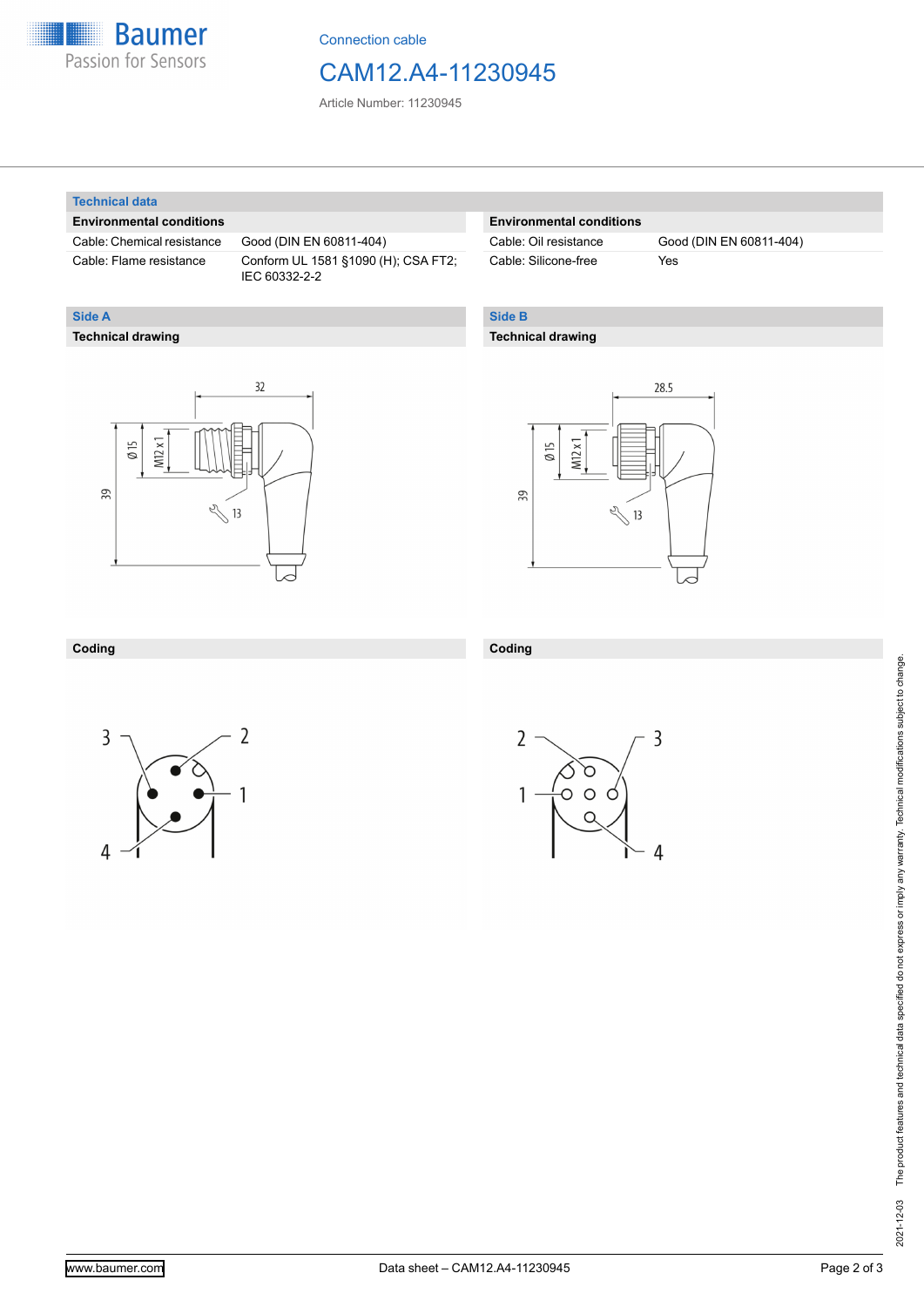Connection cable

# CAM12.A4-11230945

Article Number: 11230945

## Technical data

| Environmental conditions | |
|---|---|
| Cable: Chemical resistance | Good (DIN EN 60811-404) |
| Cable: Flame resistance | Conform UL 1581 §1090 (H); CSA FT2; IEC 60332-2-2 |

| Environmental conditions | |
|---|---|
| Cable: Oil resistance | Good (DIN EN 60811-404) |
| Cable: Silicone-free | Yes |

## Side A

### Technical drawing

32

Ø 15

M12 x 1

39

13

### Coding

3 2 1 4

## Side B

### Technical drawing

28.5

Ø 15

M12 x 1

39

13

### Coding

2 3 1 4

2021-12-03 The product features and technical data specified do not express or imply any warranty. Technical modifications subject to change.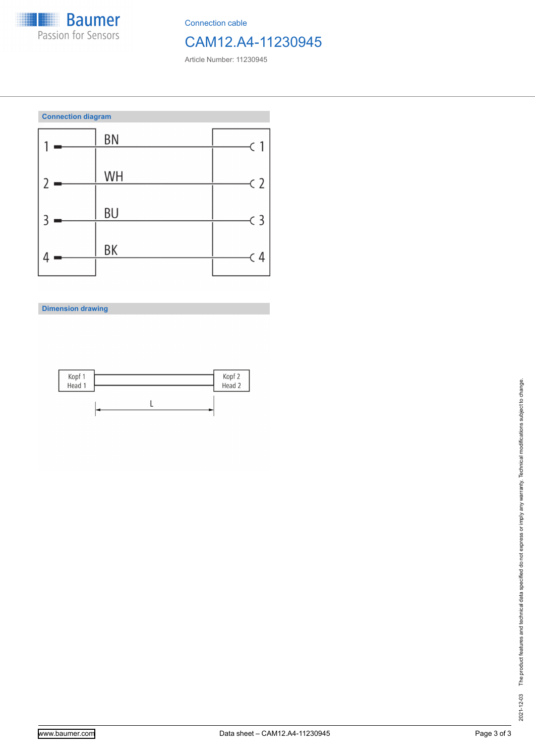Connection cable

# CAM12.A4-11230945

Article Number: 11230945

## Connection diagram

1 BN 1
2 WH 2
3 BU 3
4 BK 4

## Dimension drawing

Kopf 1
Head 1

Kopf 2
Head 2

L

2021-12-03 The product features and technical data specified do not express or imply any warranty. Technical modifications subject to change.